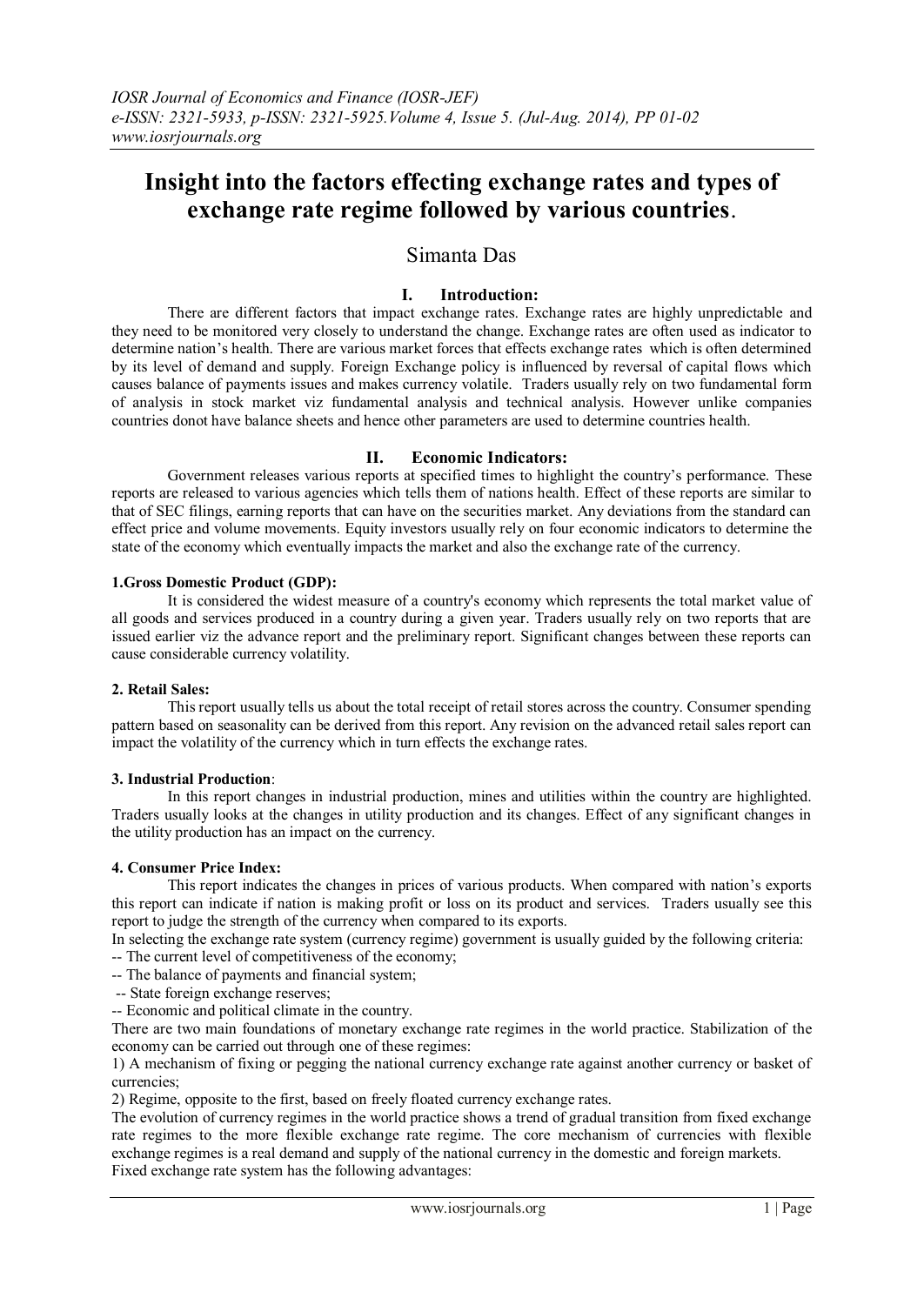# Insight into the factors effecting exchange rates and types of exchange rate regime followed by various countries.

Simanta Das

## I. Introduction:

There are different factors that impact exchange rates. Exchange rates are highly unpredictable and they need to be monitored very closely to understand the change. Exchange rates are often used as indicator to determine nation's health. There are various market forces that effects exchange rates which is often determined by its level of demand and supply. Foreign Exchange policy is influenced by reversal of capital flows which causes balance of payments issues and makes currency volatile. Traders usually rely on two fundamental form of analysis in stock market viz fundamental analysis and technical analysis. However unlike companies countries donot have balance sheets and hence other parameters are used to determine countries health.

## II. Economic Indicators:

Government releases various reports at specified times to highlight the country's performance. These reports are released to various agencies which tells them of nations health. Effect of these reports are similar to that of SEC filings, earning reports that can have on the securities market. Any deviations from the standard can effect price and volume movements. Equity investors usually rely on four economic indicators to determine the state of the economy which eventually impacts the market and also the exchange rate of the currency.

### 1.Gross Domestic Product (GDP):

It is considered the widest measure of a country's economy which represents the total market value of all goods and services produced in a country during a given year. Traders usually rely on two reports that are issued earlier viz the advance report and the preliminary report. Significant changes between these reports can cause considerable currency volatility.

### 2. Retail Sales:

This report usually tells us about the total receipt of retail stores across the country. Consumer spending pattern based on seasonality can be derived from this report. Any revision on the advanced retail sales report can impact the volatility of the currency which in turn effects the exchange rates.

### 3. Industrial Production:

In this report changes in industrial production, mines and utilities within the country are highlighted. Traders usually looks at the changes in utility production and its changes. Effect of any significant changes in the utility production has an impact on the currency.

### 4. Consumer Price Index:

This report indicates the changes in prices of various products. When compared with nation's exports this report can indicate if nation is making profit or loss on its product and services. Traders usually see this report to judge the strength of the currency when compared to its exports.

In selecting the exchange rate system (currency regime) government is usually guided by the following criteria:

-- The current level of competitiveness of the economy;

-- The balance of payments and financial system;

-- State foreign exchange reserves;

-- Economic and political climate in the country.

There are two main foundations of monetary exchange rate regimes in the world practice. Stabilization of the economy can be carried out through one of these regimes:

1) A mechanism of fixing or pegging the national currency exchange rate against another currency or basket of currencies;

2) Regime, opposite to the first, based on freely floated currency exchange rates.

The evolution of currency regimes in the world practice shows a trend of gradual transition from fixed exchange rate regimes to the more flexible exchange rate regime. The core mechanism of currencies with flexible exchange regimes is a real demand and supply of the national currency in the domestic and foreign markets.

Fixed exchange rate system has the following advantages: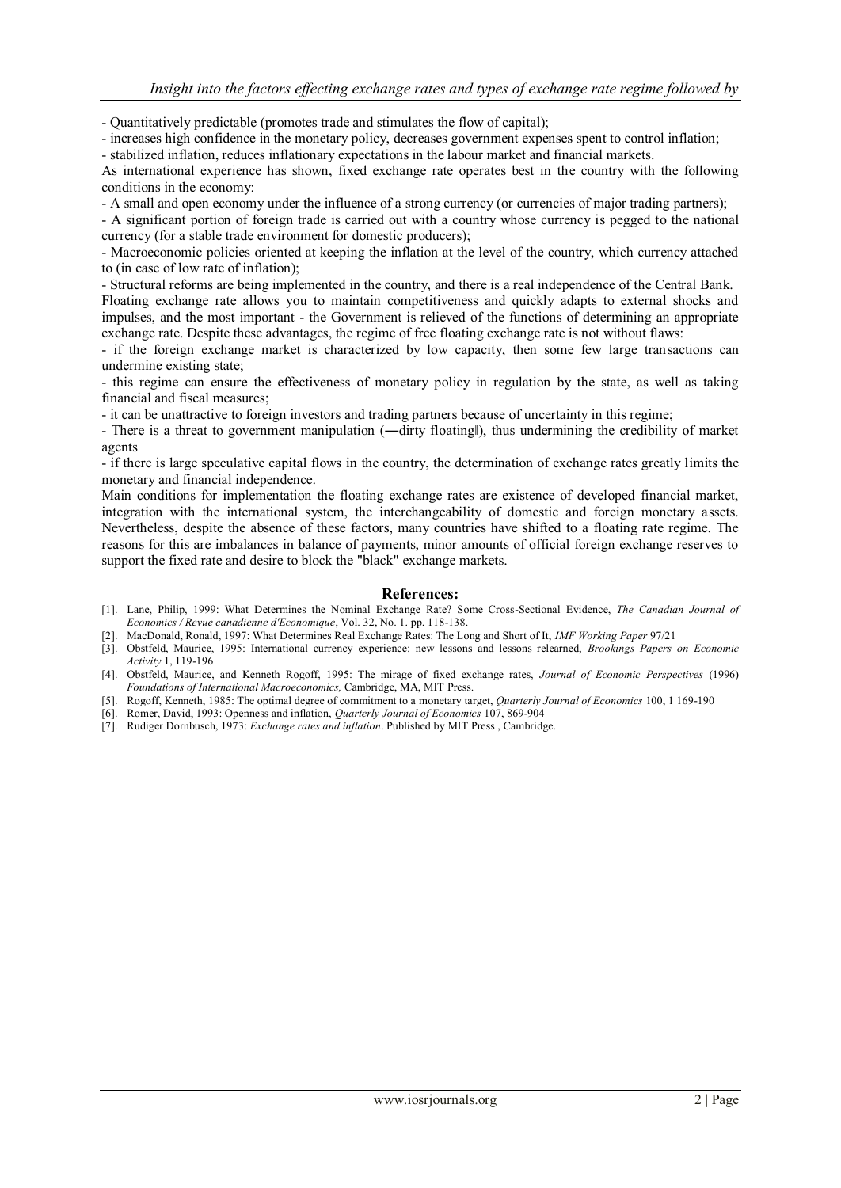- Quantitatively predictable (promotes trade and stimulates the flow of capital);
- increases high confidence in the monetary policy, decreases government expenses spent to control inflation;
- stabilized inflation, reduces inflationary expectations in the labour market and financial markets.

As international experience has shown, fixed exchange rate operates best in the country with the following conditions in the economy:

- A small and open economy under the influence of a strong currency (or currencies of major trading partners);
- A significant portion of foreign trade is carried out with a country whose currency is pegged to the national currency (for a stable trade environment for domestic producers);
- Macroeconomic policies oriented at keeping the inflation at the level of the country, which currency attached to (in case of low rate of inflation);
- Structural reforms are being implemented in the country, and there is a real independence of the Central Bank.

Floating exchange rate allows you to maintain competitiveness and quickly adapts to external shocks and impulses, and the most important - the Government is relieved of the functions of determining an appropriate exchange rate. Despite these advantages, the regime of free floating exchange rate is not without flaws:

- if the foreign exchange market is characterized by low capacity, then some few large transactions can undermine existing state;
- this regime can ensure the effectiveness of monetary policy in regulation by the state, as well as taking financial and fiscal measures;
- it can be unattractive to foreign investors and trading partners because of uncertainty in this regime;
- There is a threat to government manipulation (―dirty floating‖), thus undermining the credibility of market agents
- if there is large speculative capital flows in the country, the determination of exchange rates greatly limits the monetary and financial independence.

Main conditions for implementation the floating exchange rates are existence of developed financial market, integration with the international system, the interchangeability of domestic and foreign monetary assets. Nevertheless, despite the absence of these factors, many countries have shifted to a floating rate regime. The reasons for this are imbalances in balance of payments, minor amounts of official foreign exchange reserves to support the fixed rate and desire to block the "black" exchange markets.

## References:

[1]. Lane, Philip, 1999: What Determines the Nominal Exchange Rate? Some Cross-Sectional Evidence, *The Canadian Journal of Economics / Revue canadienne d'Economique*, Vol. 32, No. 1. pp. 118-138.

[2]. MacDonald, Ronald, 1997: What Determines Real Exchange Rates: The Long and Short of It, *IMF Working Paper* 97/21

[3]. Obstfeld, Maurice, 1995: International currency experience: new lessons and lessons relearned, *Brookings Papers on Economic Activity* 1, 119-196

[4]. Obstfeld, Maurice, and Kenneth Rogoff, 1995: The mirage of fixed exchange rates, *Journal of Economic Perspectives* (1996) *Foundations of International Macroeconomics,* Cambridge, MA, MIT Press.

[5]. Rogoff, Kenneth, 1985: The optimal degree of commitment to a monetary target, *Quarterly Journal of Economics* 100, 1 169-190

[6]. Romer, David, 1993: Openness and inflation, *Quarterly Journal of Economics* 107, 869-904

[7]. Rudiger Dornbusch, 1973: *Exchange rates and inflation*. Published by MIT Press , Cambridge.